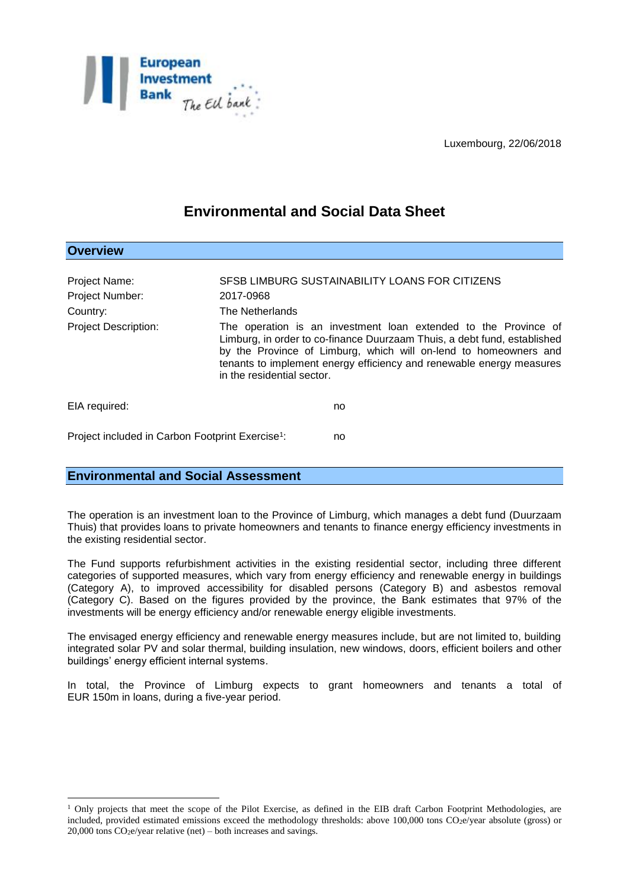Luxembourg, 22/06/2018

# Environmental and Social Data Sheet

## Overview

Project Name: SFSB LIMBURG SUSTAINABILITY LOANS FOR CITIZENS

Project Number: 2017-0968

Country: The Netherlands

Project Description: The operation is an investment loan extended to the Province of Limburg, in order to co-finance Duurzaam Thuis, a debt fund, established by the Province of Limburg, which will on-lend to homeowners and tenants to implement energy efficiency and renewable energy measures in the residential sector.

EIA required: no

Project included in Carbon Footprint Exercise[1]: no

## Environmental and Social Assessment

The operation is an investment loan to the Province of Limburg, which manages a debt fund (Duurzaam Thuis) that provides loans to private homeowners and tenants to finance energy efficiency investments in the existing residential sector.

The Fund supports refurbishment activities in the existing residential sector, including three different categories of supported measures, which vary from energy efficiency and renewable energy in buildings (Category A), to improved accessibility for disabled persons (Category B) and asbestos removal (Category C). Based on the figures provided by the province, the Bank estimates that 97% of the investments will be energy efficiency and/or renewable energy eligible investments.

The envisaged energy efficiency and renewable energy measures include, but are not limited to, building integrated solar PV and solar thermal, building insulation, new windows, doors, efficient boilers and other buildings' energy efficient internal systems.

In total, the Province of Limburg expects to grant homeowners and tenants a total of EUR 150m in loans, during a five-year period.

---

[1] Only projects that meet the scope of the Pilot Exercise, as defined in the EIB draft Carbon Footprint Methodologies, are included, provided estimated emissions exceed the methodology thresholds: above 100,000 tons $CO_2e$/year absolute (gross) or 20,000 tons $CO_2e$/year relative (net) – both increases and savings.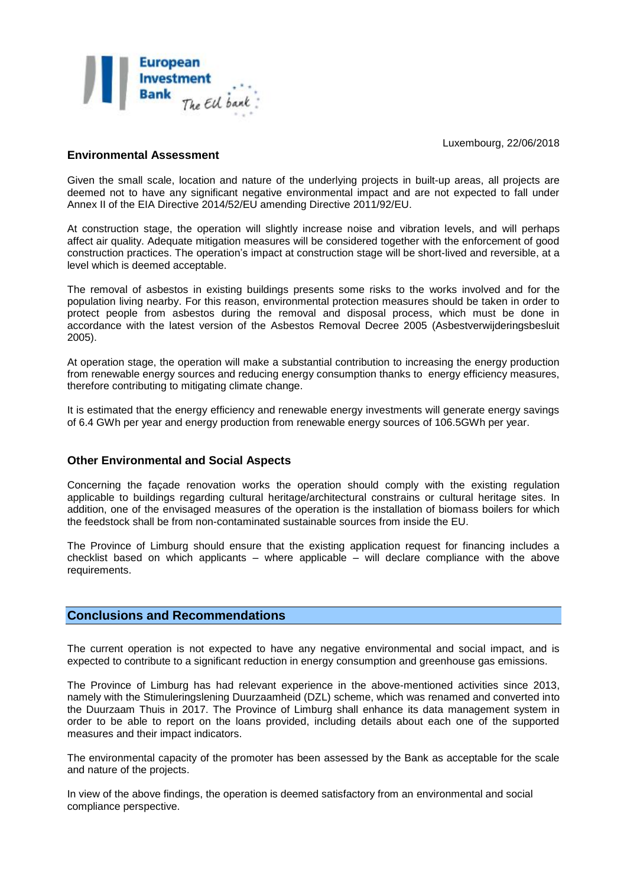Luxembourg, 22/06/2018

### Environmental Assessment

Given the small scale, location and nature of the underlying projects in built-up areas, all projects are deemed not to have any significant negative environmental impact and are not expected to fall under Annex II of the EIA Directive 2014/52/EU amending Directive 2011/92/EU.

At construction stage, the operation will slightly increase noise and vibration levels, and will perhaps affect air quality. Adequate mitigation measures will be considered together with the enforcement of good construction practices. The operation's impact at construction stage will be short-lived and reversible, at a level which is deemed acceptable.

The removal of asbestos in existing buildings presents some risks to the works involved and for the population living nearby. For this reason, environmental protection measures should be taken in order to protect people from asbestos during the removal and disposal process, which must be done in accordance with the latest version of the Asbestos Removal Decree 2005 (Asbestverwijderingsbesluit 2005).

At operation stage, the operation will make a substantial contribution to increasing the energy production from renewable energy sources and reducing energy consumption thanks to energy efficiency measures, therefore contributing to mitigating climate change.

It is estimated that the energy efficiency and renewable energy investments will generate energy savings of 6.4 GWh per year and energy production from renewable energy sources of 106.5GWh per year.

### Other Environmental and Social Aspects

Concerning the façade renovation works the operation should comply with the existing regulation applicable to buildings regarding cultural heritage/architectural constrains or cultural heritage sites. In addition, one of the envisaged measures of the operation is the installation of biomass boilers for which the feedstock shall be from non-contaminated sustainable sources from inside the EU.

The Province of Limburg should ensure that the existing application request for financing includes a checklist based on which applicants – where applicable – will declare compliance with the above requirements.

## Conclusions and Recommendations

The current operation is not expected to have any negative environmental and social impact, and is expected to contribute to a significant reduction in energy consumption and greenhouse gas emissions.

The Province of Limburg has had relevant experience in the above-mentioned activities since 2013, namely with the Stimuleringslening Duurzaamheid (DZL) scheme, which was renamed and converted into the Duurzaam Thuis in 2017. The Province of Limburg shall enhance its data management system in order to be able to report on the loans provided, including details about each one of the supported measures and their impact indicators.

The environmental capacity of the promoter has been assessed by the Bank as acceptable for the scale and nature of the projects.

In view of the above findings, the operation is deemed satisfactory from an environmental and social compliance perspective.